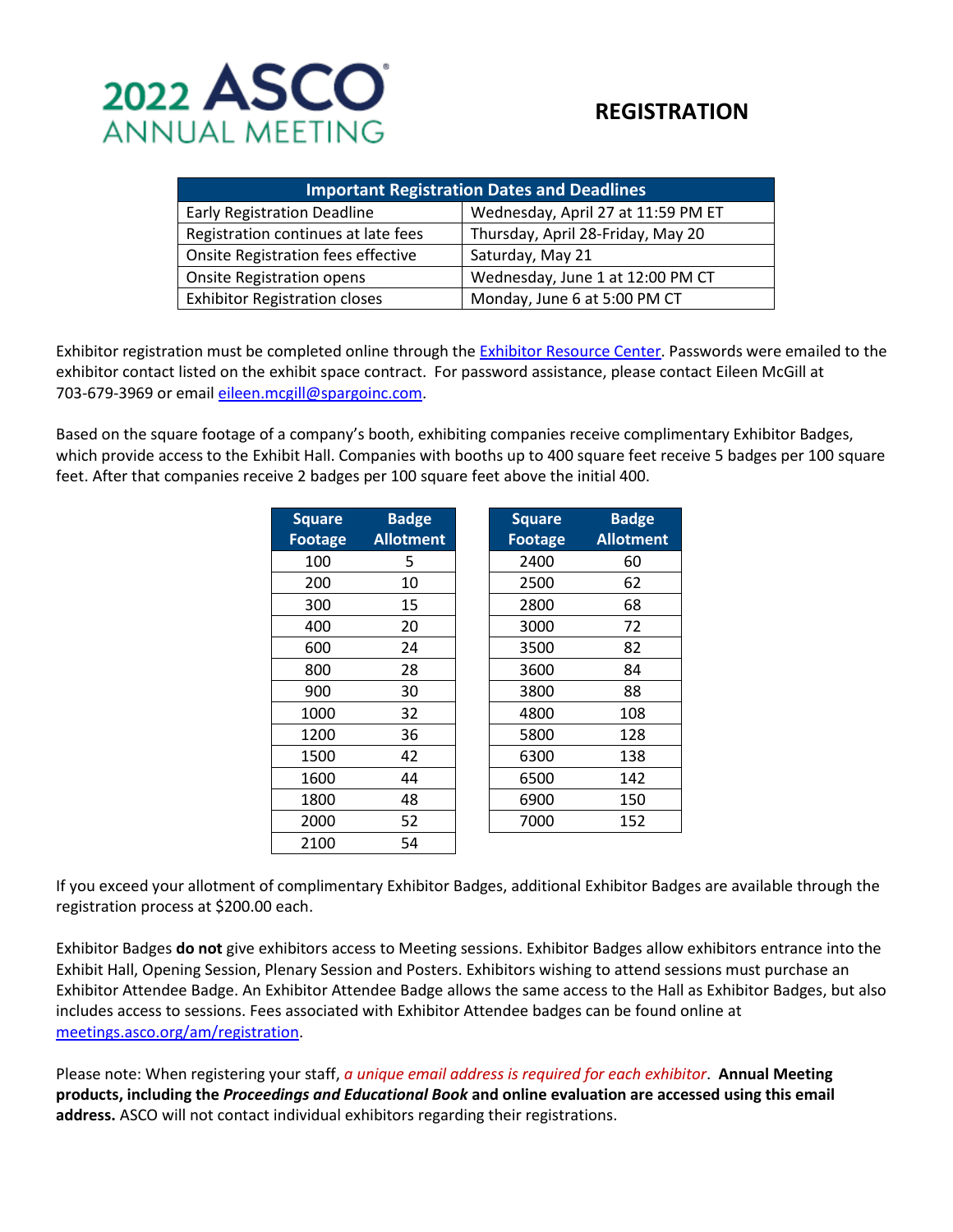# 2022 ASCO ANNUAL MEETING

## REGISTRATION

| Important Registration Dates and Deadlines | |
|---|---|
| Early Registration Deadline | Wednesday, April 27 at 11:59 PM ET |
| Registration continues at late fees | Thursday, April 28-Friday, May 20 |
| Onsite Registration fees effective | Saturday, May 21 |
| Onsite Registration opens | Wednesday, June 1 at 12:00 PM CT |
| Exhibitor Registration closes | Monday, June 6 at 5:00 PM CT |

Exhibitor registration must be completed online through the [Exhibitor Resource Center](). Passwords were emailed to the exhibitor contact listed on the exhibit space contract. For password assistance, please contact Eileen McGill at 703-679-3969 or email [eileen.mcgill@spargoinc.com]().

Based on the square footage of a company's booth, exhibiting companies receive complimentary Exhibitor Badges, which provide access to the Exhibit Hall. Companies with booths up to 400 square feet receive 5 badges per 100 square feet. After that companies receive 2 badges per 100 square feet above the initial 400.

| Square Footage | Badge Allotment |
|---|---|
| 100 | 5 |
| 200 | 10 |
| 300 | 15 |
| 400 | 20 |
| 600 | 24 |
| 800 | 28 |
| 900 | 30 |
| 1000 | 32 |
| 1200 | 36 |
| 1500 | 42 |
| 1600 | 44 |
| 1800 | 48 |
| 2000 | 52 |
| 2100 | 54 |

| Square Footage | Badge Allotment |
|---|---|
| 2400 | 60 |
| 2500 | 62 |
| 2800 | 68 |
| 3000 | 72 |
| 3500 | 82 |
| 3600 | 84 |
| 3800 | 88 |
| 4800 | 108 |
| 5800 | 128 |
| 6300 | 138 |
| 6500 | 142 |
| 6900 | 150 |
| 7000 | 152 |

If you exceed your allotment of complimentary Exhibitor Badges, additional Exhibitor Badges are available through the registration process at $200.00 each.

Exhibitor Badges **do not** give exhibitors access to Meeting sessions. Exhibitor Badges allow exhibitors entrance into the Exhibit Hall, Opening Session, Plenary Session and Posters. Exhibitors wishing to attend sessions must purchase an Exhibitor Attendee Badge. An Exhibitor Attendee Badge allows the same access to the Hall as Exhibitor Badges, but also includes access to sessions. Fees associated with Exhibitor Attendee badges can be found online at [meetings.asco.org/am/registration]().

Please note: When registering your staff, *a unique email address is required for each exhibitor*. **Annual Meeting products, including the *Proceedings and Educational Book* and online evaluation are accessed using this email address.** ASCO will not contact individual exhibitors regarding their registrations.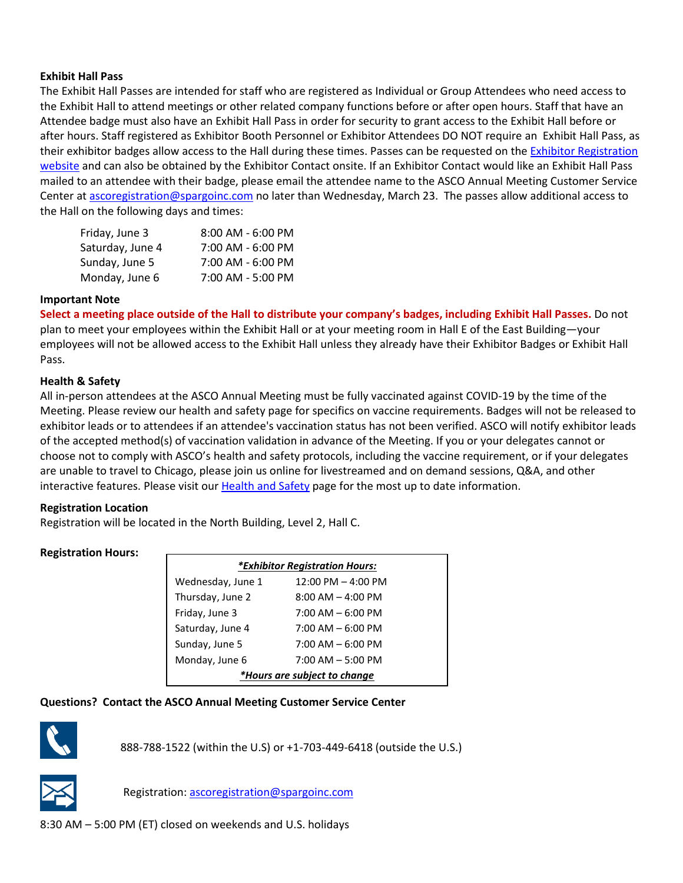**Exhibit Hall Pass**

The Exhibit Hall Passes are intended for staff who are registered as Individual or Group Attendees who need access to the Exhibit Hall to attend meetings or other related company functions before or after open hours. Staff that have an Attendee badge must also have an Exhibit Hall Pass in order for security to grant access to the Exhibit Hall before or after hours. Staff registered as Exhibitor Booth Personnel or Exhibitor Attendees DO NOT require an Exhibit Hall Pass, as their exhibitor badges allow access to the Hall during these times. Passes can be requested on the Exhibitor Registration website and can also be obtained by the Exhibitor Contact onsite. If an Exhibitor Contact would like an Exhibit Hall Pass mailed to an attendee with their badge, please email the attendee name to the ASCO Annual Meeting Customer Service Center at ascoregistration@spargoinc.com no later than Wednesday, March 23. The passes allow additional access to the Hall on the following days and times:

| | |
|---|---|
| Friday, June 3 | 8:00 AM - 6:00 PM |
| Saturday, June 4 | 7:00 AM - 6:00 PM |
| Sunday, June 5 | 7:00 AM - 6:00 PM |
| Monday, June 6 | 7:00 AM - 5:00 PM |

**Important Note**

**Select a meeting place outside of the Hall to distribute your company's badges, including Exhibit Hall Passes.** Do not plan to meet your employees within the Exhibit Hall or at your meeting room in Hall E of the East Building—your employees will not be allowed access to the Exhibit Hall unless they already have their Exhibitor Badges or Exhibit Hall Pass.

**Health & Safety**

All in-person attendees at the ASCO Annual Meeting must be fully vaccinated against COVID-19 by the time of the Meeting. Please review our health and safety page for specifics on vaccine requirements. Badges will not be released to exhibitor leads or to attendees if an attendee's vaccination status has not been verified. ASCO will notify exhibitor leads of the accepted method(s) of vaccination validation in advance of the Meeting. If you or your delegates cannot or choose not to comply with ASCO's health and safety protocols, including the vaccine requirement, or if your delegates are unable to travel to Chicago, please join us online for livestreamed and on demand sessions, Q&A, and other interactive features. Please visit our Health and Safety page for the most up to date information.

**Registration Location**

Registration will be located in the North Building, Level 2, Hall C.

**Registration Hours:**

| ***Exhibitor Registration Hours:** | |
|---|---|
| Wednesday, June 1 | 12:00 PM – 4:00 PM |
| Thursday, June 2 | 8:00 AM – 4:00 PM |
| Friday, June 3 | 7:00 AM – 6:00 PM |
| Saturday, June 4 | 7:00 AM – 6:00 PM |
| Sunday, June 5 | 7:00 AM – 6:00 PM |
| Monday, June 6 | 7:00 AM – 5:00 PM |
| ***Hours are subject to change** | |

**Questions? Contact the ASCO Annual Meeting Customer Service Center**

888-788-1522 (within the U.S) or +1-703-449-6418 (outside the U.S.)

Registration: ascoregistration@spargoinc.com

8:30 AM – 5:00 PM (ET) closed on weekends and U.S. holidays